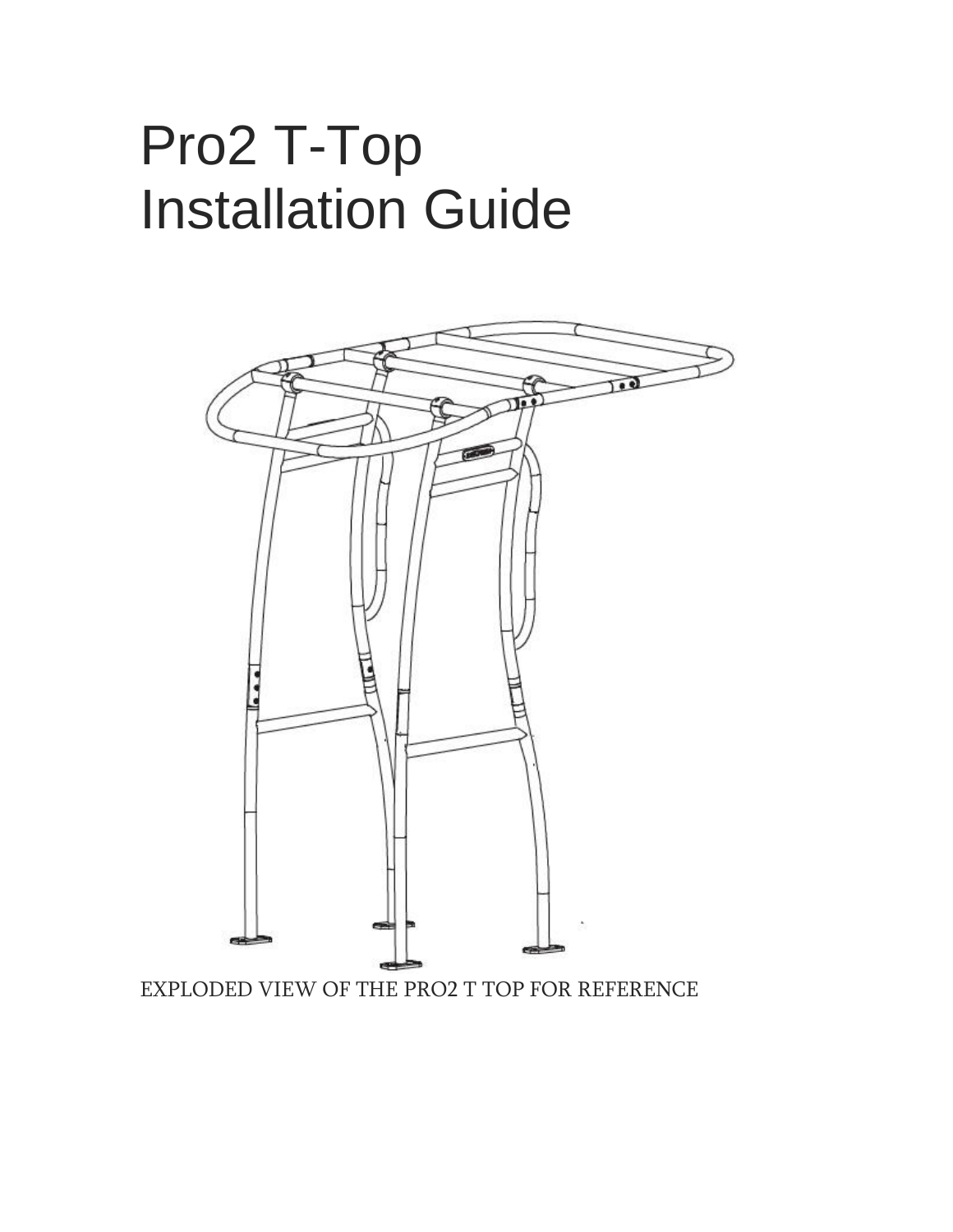# Pro2 T-Top Installation Guide

EXPLODED VIEW OF THE PRO2 T TOP FOR REFERENCE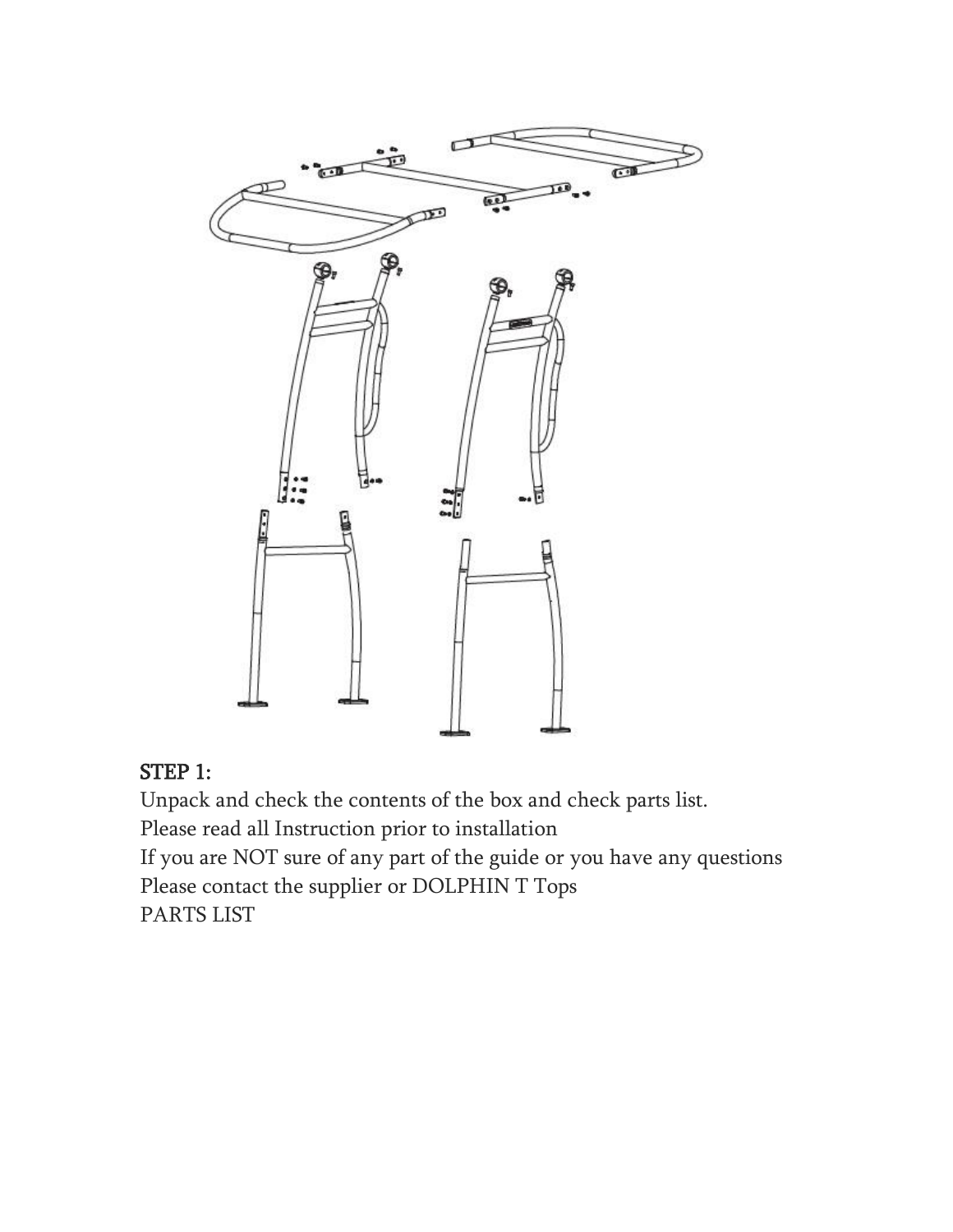## STEP 1:

Unpack and check the contents of the box and check parts list.
Please read all Instruction prior to installation
If you are NOT sure of any part of the guide or you have any questions
Please contact the supplier or DOLPHIN T Tops
PARTS LIST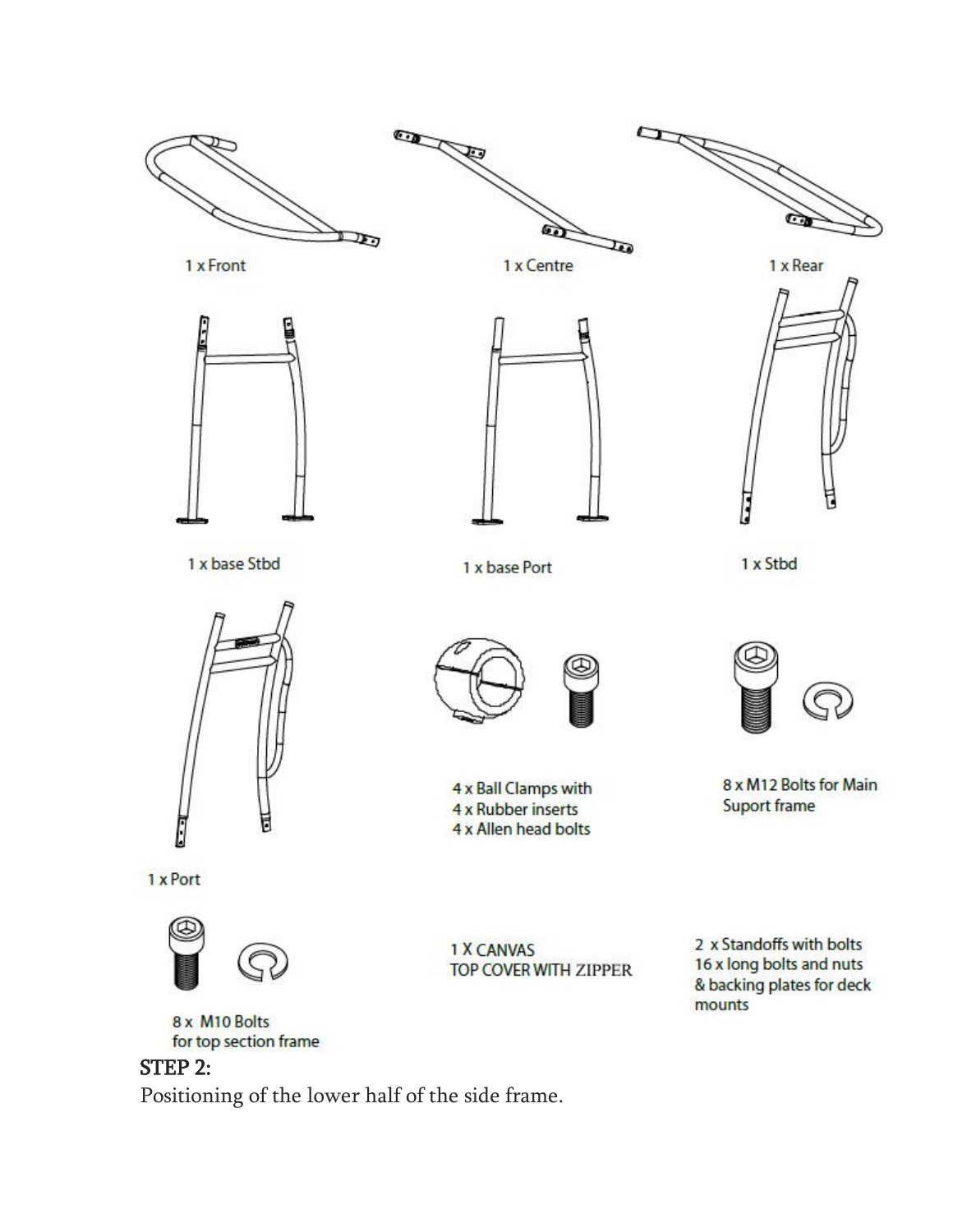1 x Front

1 x Centre

1 x Rear

1 x base Stbd

1 x base Port

1 x Stbd

1 x Port

4 x Ball Clamps with
4 x Rubber inserts
4 x Allen head bolts

8 x M12 Bolts for Main Suport frame

8 x M10 Bolts for top section frame

1 X CANVAS TOP COVER WITH ZIPPER

2 x Standoffs with bolts
16 x long bolts and nuts & backing plates for deck mounts

## STEP 2:

Positioning of the lower half of the side frame.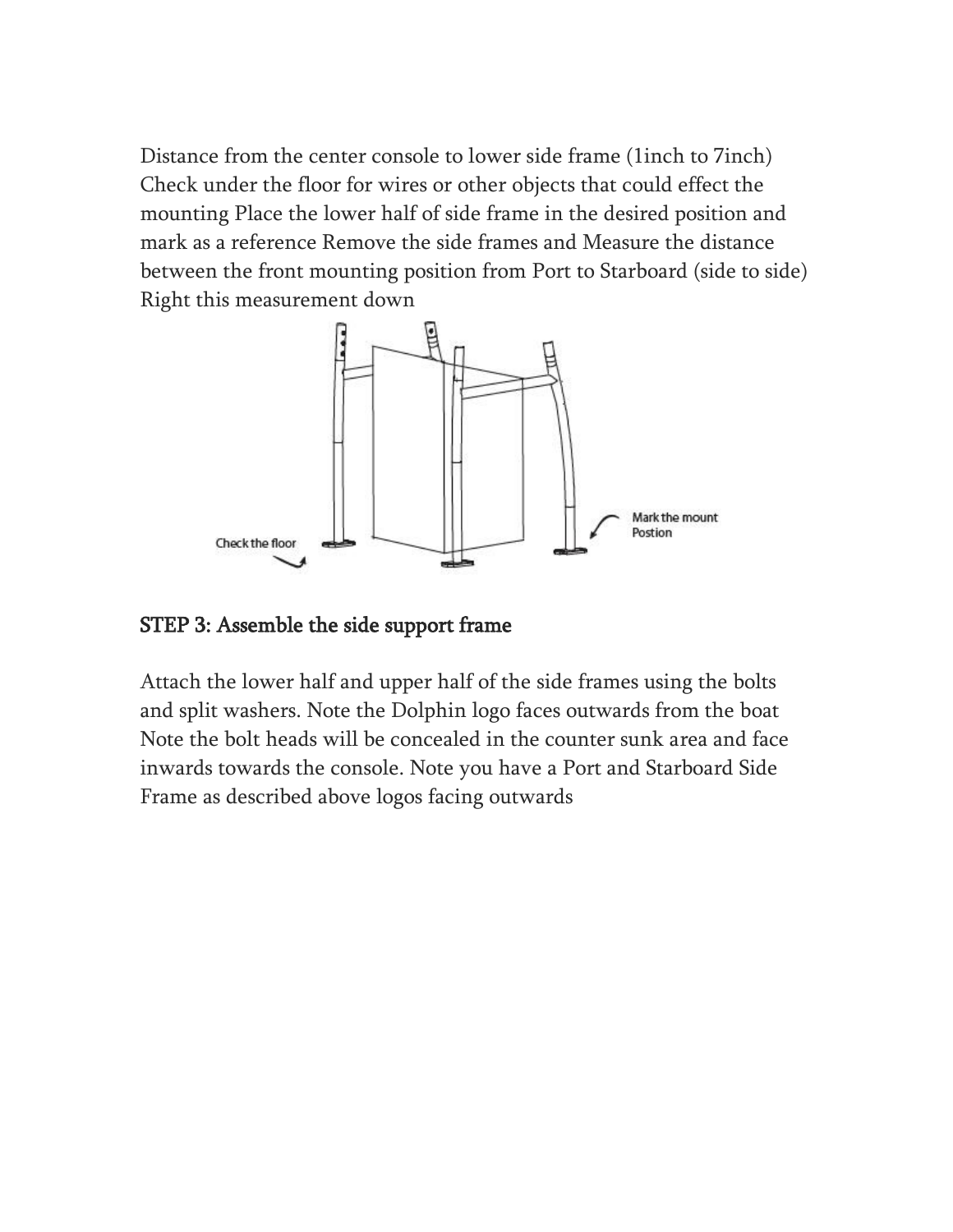Distance from the center console to lower side frame (1inch to 7inch) Check under the floor for wires or other objects that could effect the mounting Place the lower half of side frame in the desired position and mark as a reference Remove the side frames and Measure the distance between the front mounting position from Port to Starboard (side to side) Right this measurement down

## STEP 3: Assemble the side support frame

Attach the lower half and upper half of the side frames using the bolts and split washers. Note the Dolphin logo faces outwards from the boat Note the bolt heads will be concealed in the counter sunk area and face inwards towards the console. Note you have a Port and Starboard Side Frame as described above logos facing outwards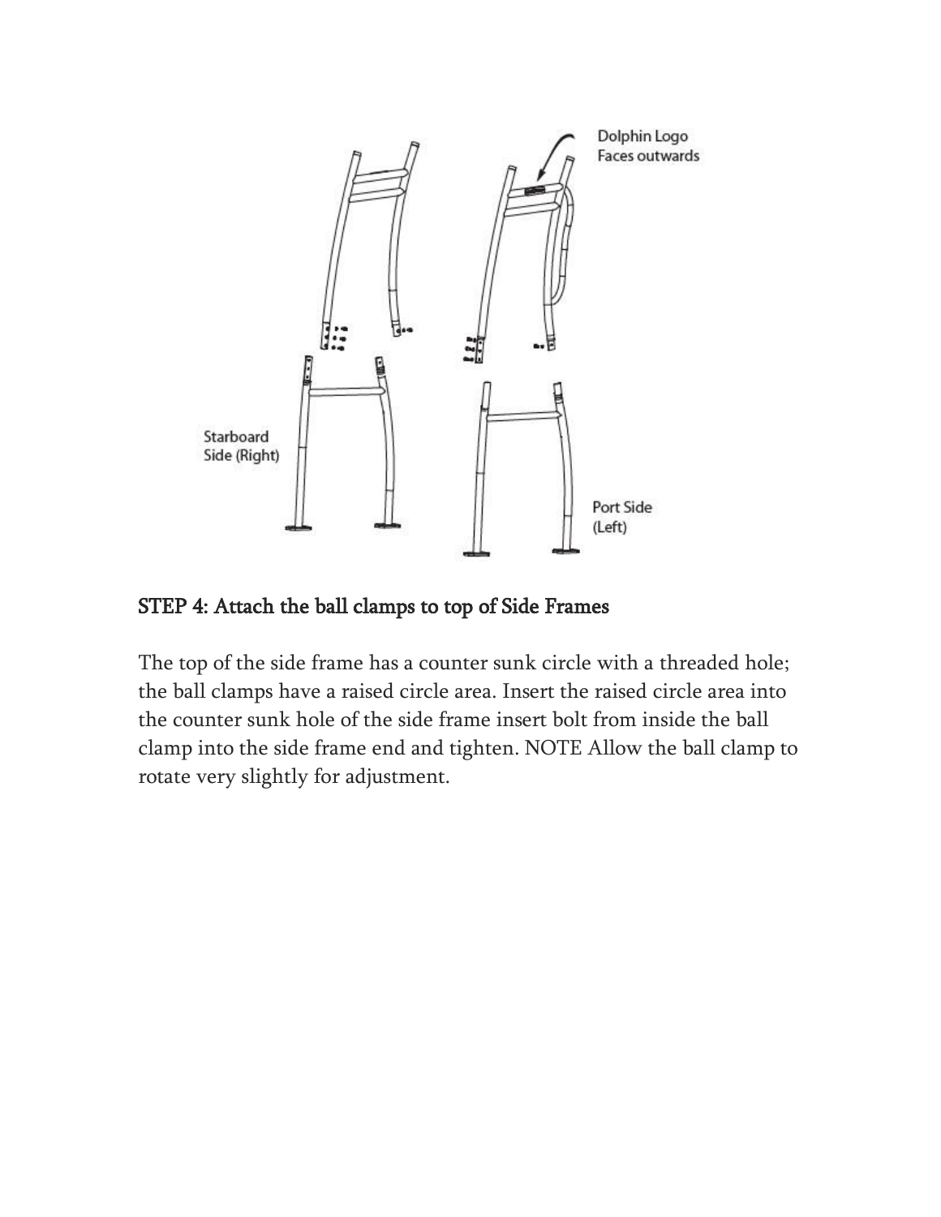## STEP 4: Attach the ball clamps to top of Side Frames

The top of the side frame has a counter sunk circle with a threaded hole; the ball clamps have a raised circle area. Insert the raised circle area into the counter sunk hole of the side frame insert bolt from inside the ball clamp into the side frame end and tighten. NOTE Allow the ball clamp to rotate very slightly for adjustment.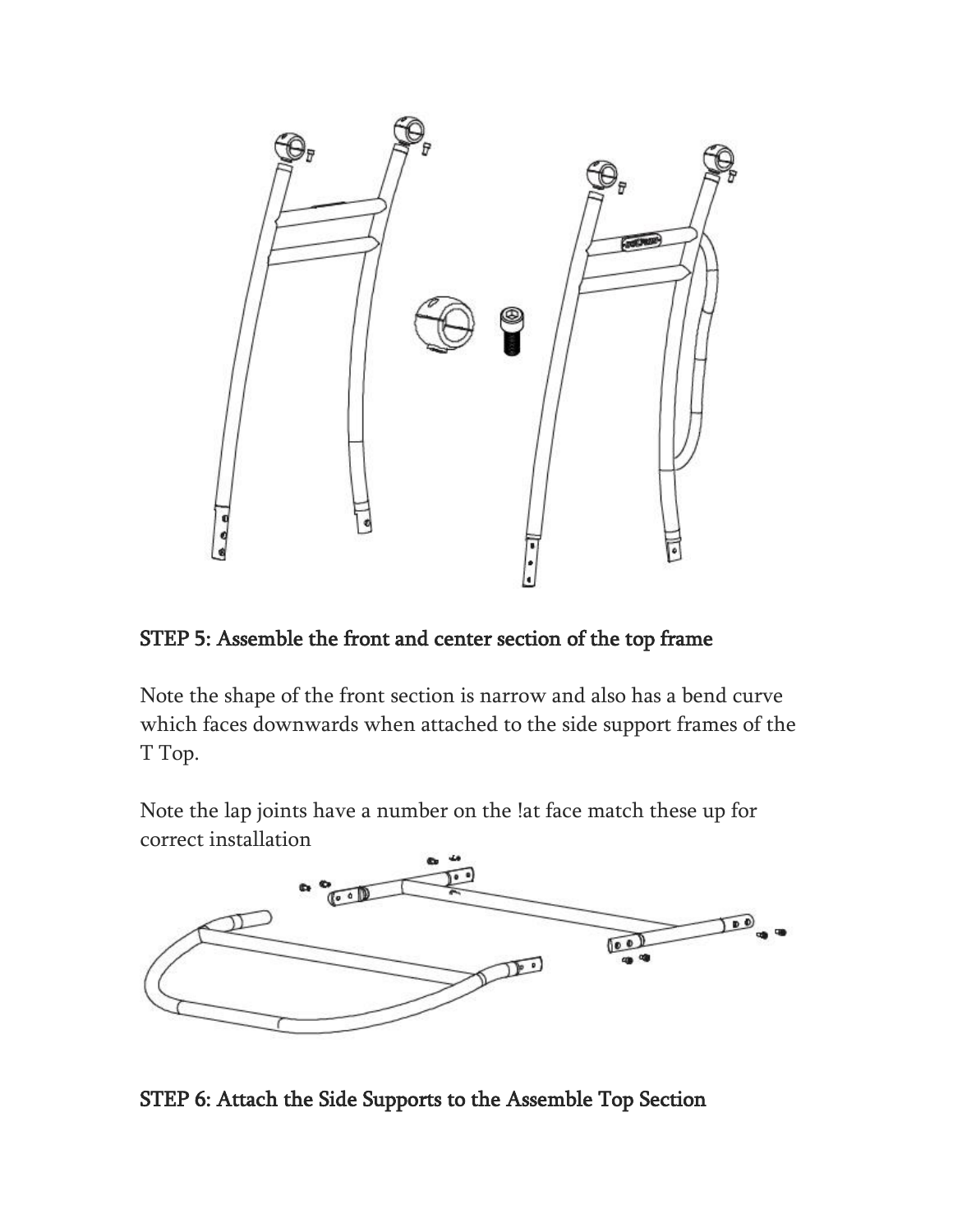STEP 5: Assemble the front and center section of the top frame

Note the shape of the front section is narrow and also has a bend curve which faces downwards when attached to the side support frames of the T Top.

Note the lap joints have a number on the !at face match these up for correct installation

STEP 6: Attach the Side Supports to the Assemble Top Section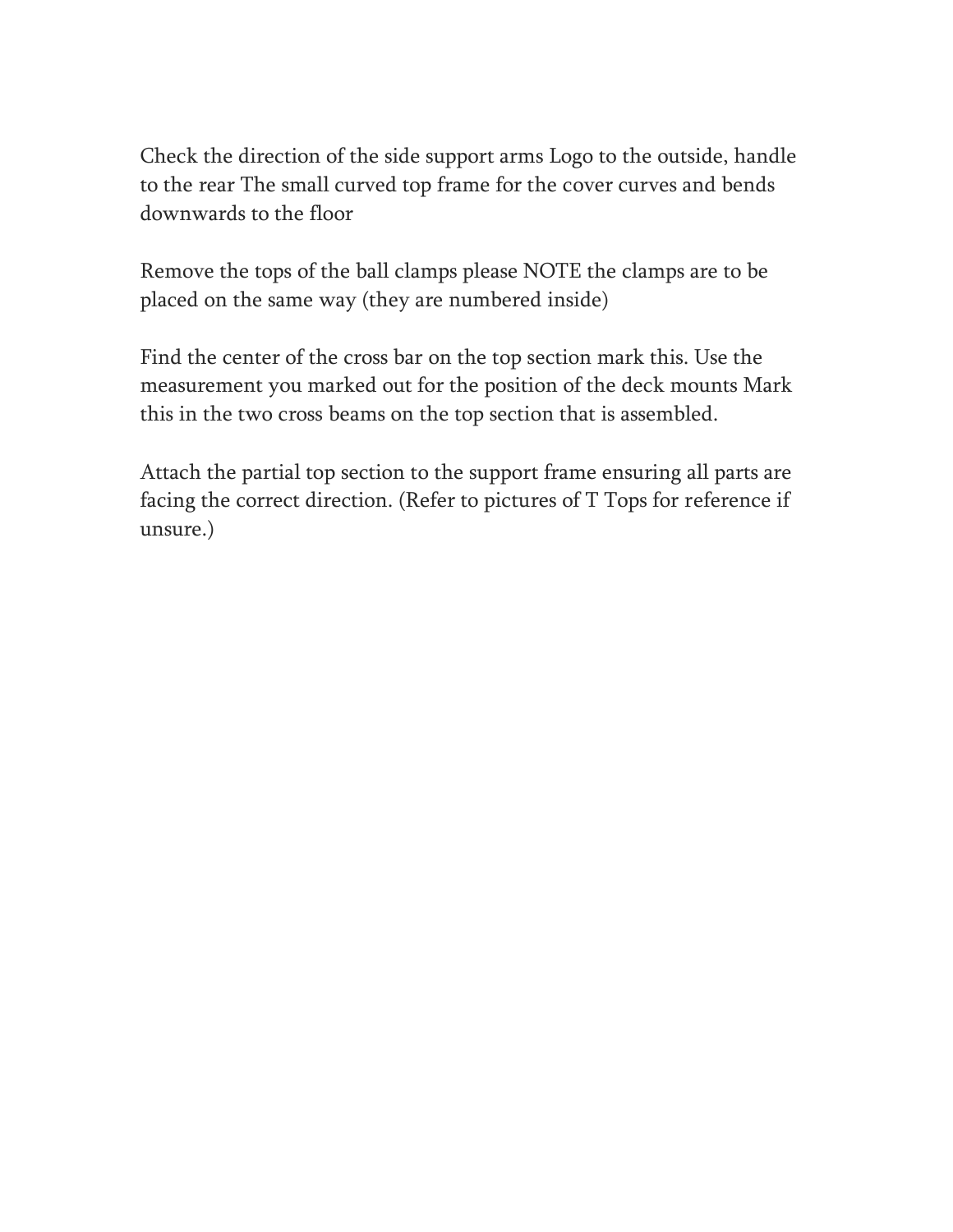Check the direction of the side support arms Logo to the outside, handle to the rear The small curved top frame for the cover curves and bends downwards to the floor

Remove the tops of the ball clamps please NOTE the clamps are to be placed on the same way (they are numbered inside)

Find the center of the cross bar on the top section mark this. Use the measurement you marked out for the position of the deck mounts Mark this in the two cross beams on the top section that is assembled.

Attach the partial top section to the support frame ensuring all parts are facing the correct direction. (Refer to pictures of T Tops for reference if unsure.)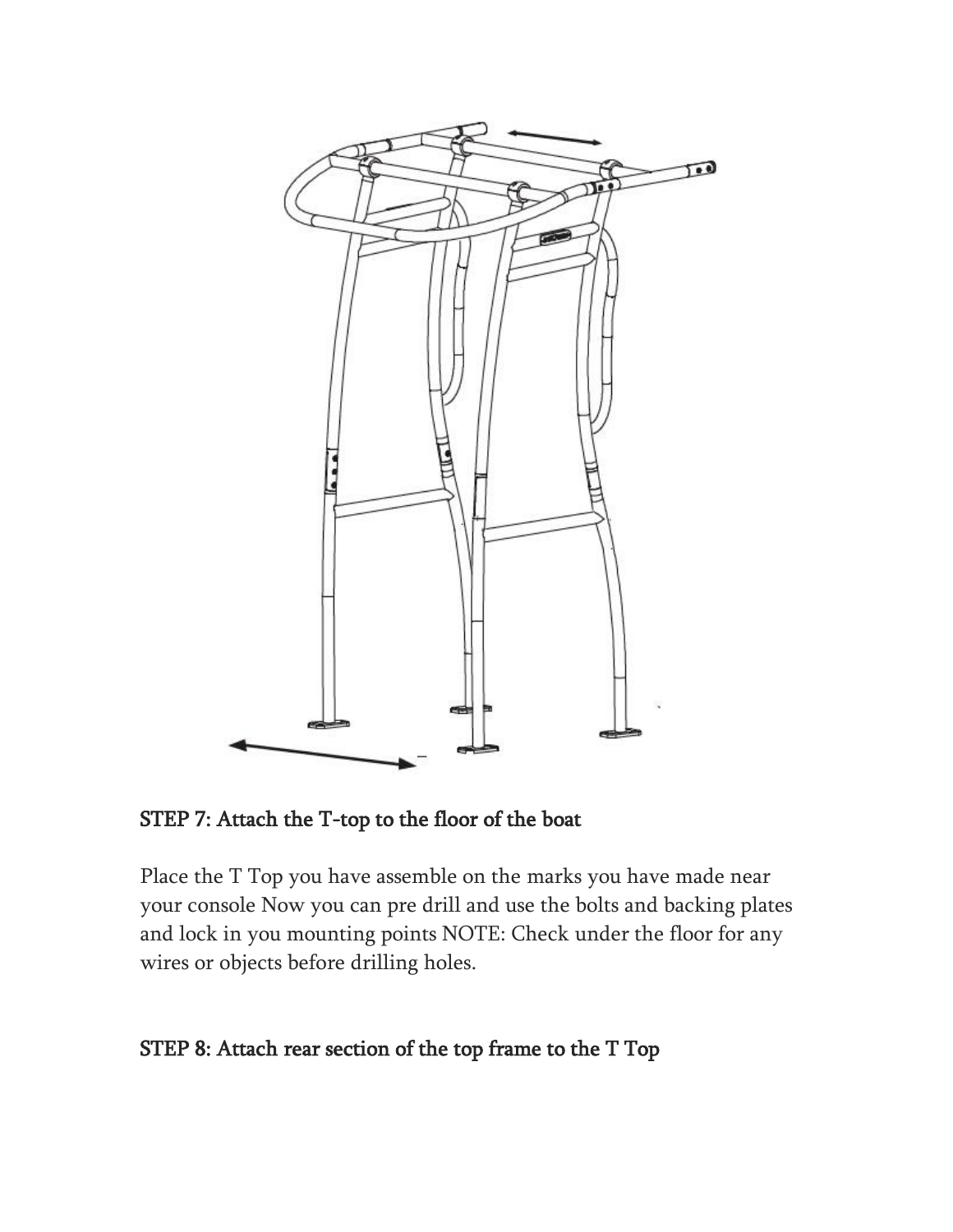STEP 7: Attach the T-top to the floor of the boat

Place the T Top you have assemble on the marks you have made near your console Now you can pre drill and use the bolts and backing plates and lock in you mounting points NOTE: Check under the floor for any wires or objects before drilling holes.

STEP 8: Attach rear section of the top frame to the T Top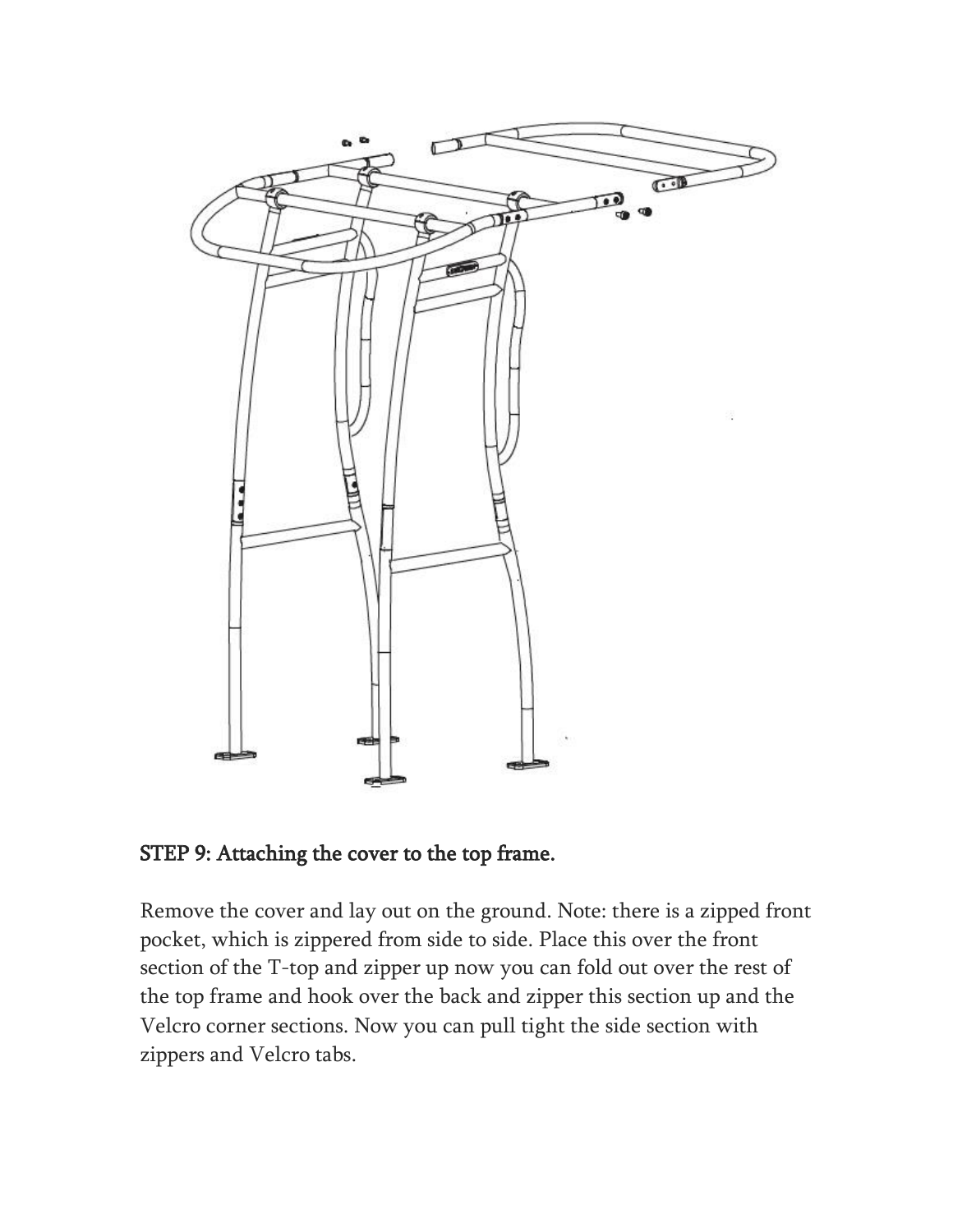## STEP 9: Attaching the cover to the top frame.

Remove the cover and lay out on the ground. Note: there is a zipped front pocket, which is zippered from side to side. Place this over the front section of the T-top and zipper up now you can fold out over the rest of the top frame and hook over the back and zipper this section up and the Velcro corner sections. Now you can pull tight the side section with zippers and Velcro tabs.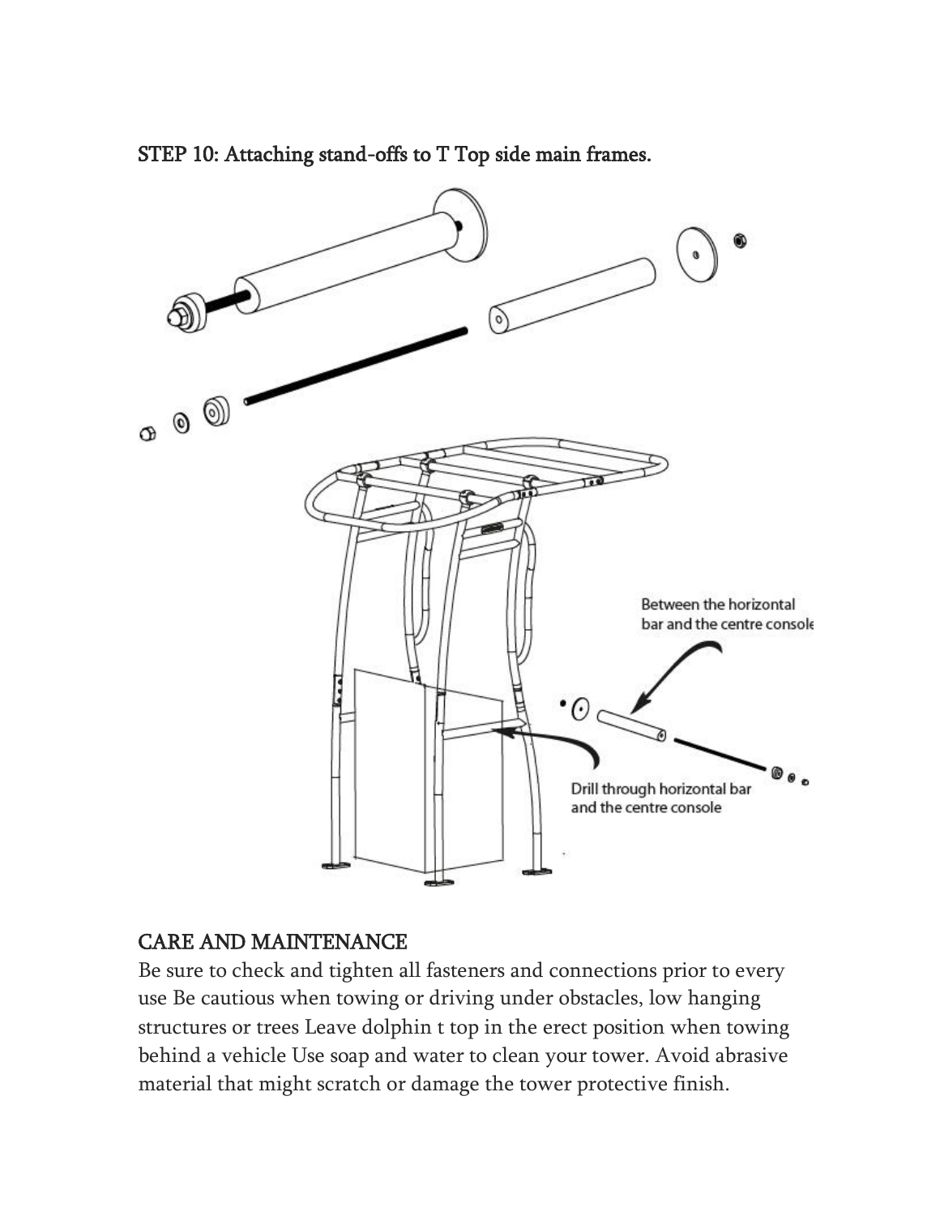STEP 10: Attaching stand-offs to T Top side main frames.

Between the horizontal bar and the centre console

Drill through horizontal bar and the centre console

## CARE AND MAINTENANCE

Be sure to check and tighten all fasteners and connections prior to every use Be cautious when towing or driving under obstacles, low hanging structures or trees Leave dolphin t top in the erect position when towing behind a vehicle Use soap and water to clean your tower. Avoid abrasive material that might scratch or damage the tower protective finish.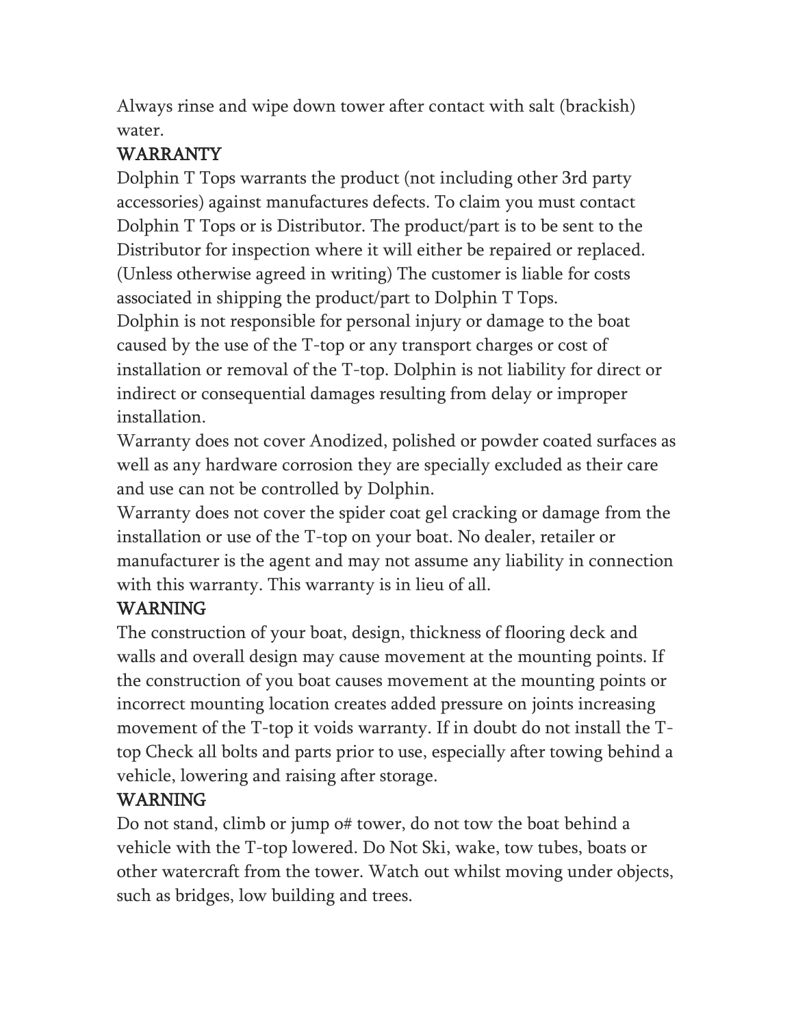Always rinse and wipe down tower after contact with salt (brackish) water.

## WARRANTY

Dolphin T Tops warrants the product (not including other 3rd party accessories) against manufactures defects. To claim you must contact Dolphin T Tops or is Distributor. The product/part is to be sent to the Distributor for inspection where it will either be repaired or replaced. (Unless otherwise agreed in writing) The customer is liable for costs associated in shipping the product/part to Dolphin T Tops.

Dolphin is not responsible for personal injury or damage to the boat caused by the use of the T-top or any transport charges or cost of installation or removal of the T-top. Dolphin is not liability for direct or indirect or consequential damages resulting from delay or improper installation.

Warranty does not cover Anodized, polished or powder coated surfaces as well as any hardware corrosion they are specially excluded as their care and use can not be controlled by Dolphin.

Warranty does not cover the spider coat gel cracking or damage from the installation or use of the T-top on your boat. No dealer, retailer or manufacturer is the agent and may not assume any liability in connection with this warranty. This warranty is in lieu of all.

## WARNING

The construction of your boat, design, thickness of flooring deck and walls and overall design may cause movement at the mounting points. If the construction of you boat causes movement at the mounting points or incorrect mounting location creates added pressure on joints increasing movement of the T-top it voids warranty. If in doubt do not install the T-top Check all bolts and parts prior to use, especially after towing behind a vehicle, lowering and raising after storage.

## WARNING

Do not stand, climb or jump o# tower, do not tow the boat behind a vehicle with the T-top lowered. Do Not Ski, wake, tow tubes, boats or other watercraft from the tower. Watch out whilst moving under objects, such as bridges, low building and trees.